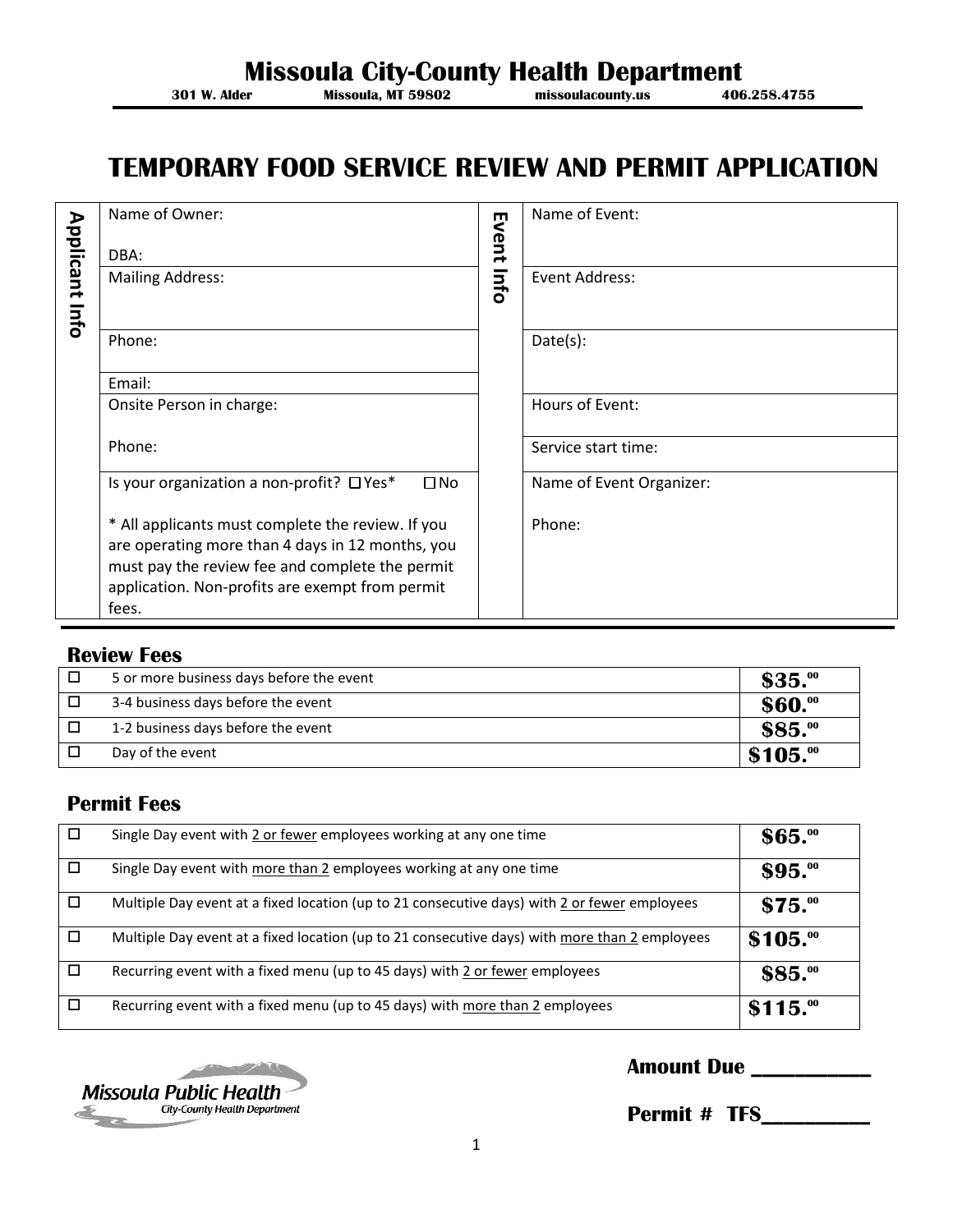# Missoula City-County Health Department

**301 W. Alder** **Missoula, MT 59802** **missoulacounty.us** **406.258.4755**

# TEMPORARY FOOD SERVICE REVIEW AND PERMIT APPLICATION

| Applicant Info | | Event Info | |
|---|---|---|---|
| | Name of Owner:<br><br>DBA: | | Name of Event: |
| | Mailing Address: | | Event Address: |
| | Phone: | | Date(s): |
| | Email: | | |
| | Onsite Person in charge:<br><br>Phone: | | Hours of Event: |
| | | | Service start time: |
| | Is your organization a non-profit? ☐ Yes* ☐ No<br><br>* All applicants must complete the review. If you are operating more than 4 days in 12 months, you must pay the review fee and complete the permit application. Non-profits are exempt from permit fees. | | Name of Event Organizer:<br><br>Phone: |

## Review Fees

| | | |
|---|---|---|
| ☐ | 5 or more business days before the event | $35.00 |
| ☐ | 3-4 business days before the event | $60.00 |
| ☐ | 1-2 business days before the event | $85.00 |
| ☐ | Day of the event | $105.00 |

## Permit Fees

| | | |
|---|---|---|
| ☐ | Single Day event with 2 or fewer employees working at any one time | $65.00 |
| ☐ | Single Day event with more than 2 employees working at any one time | $95.00 |
| ☐ | Multiple Day event at a fixed location (up to 21 consecutive days) with 2 or fewer employees | $75.00 |
| ☐ | Multiple Day event at a fixed location (up to 21 consecutive days) with more than 2 employees | $105.00 |
| ☐ | Recurring event with a fixed menu (up to 45 days) with 2 or fewer employees | $85.00 |
| ☐ | Recurring event with a fixed menu (up to 45 days) with more than 2 employees | $115.00 |

Missoula Public Health
City-County Health Department

**Amount Due __________**

**Permit # TFS_________**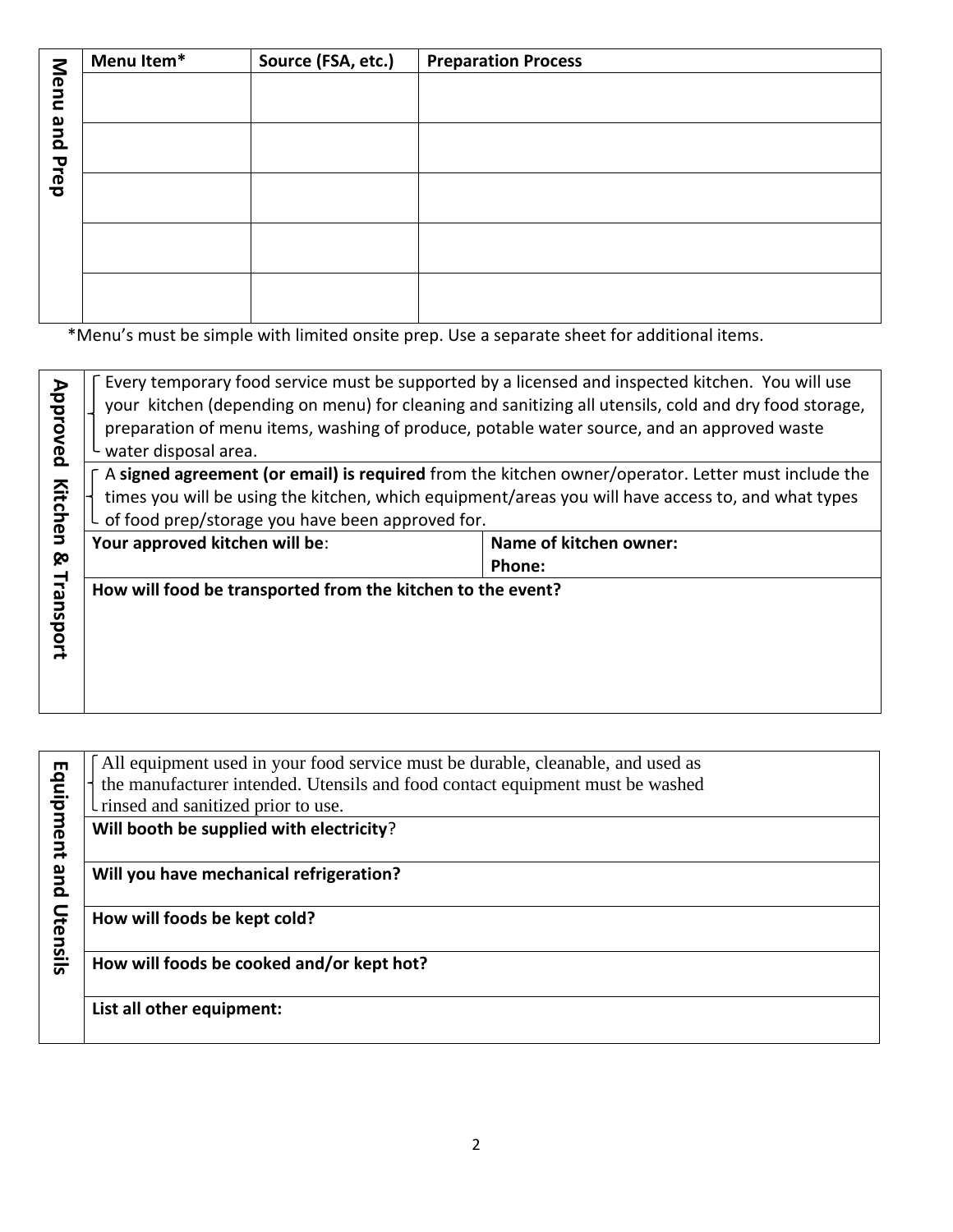## Menu and Prep

| Menu Item* | Source (FSA, etc.) | Preparation Process |
|---|---|---|
| | | |
| | | |
| | | |
| | | |
| | | |

*Menu's must be simple with limited onsite prep. Use a separate sheet for additional items.

## Approved Kitchen & Transport

Every temporary food service must be supported by a licensed and inspected kitchen. You will use your kitchen (depending on menu) for cleaning and sanitizing all utensils, cold and dry food storage, preparation of menu items, washing of produce, potable water source, and an approved waste water disposal area.

A **signed agreement (or email) is required** from the kitchen owner/operator. Letter must include the times you will be using the kitchen, which equipment/areas you will have access to, and what types of food prep/storage you have been approved for.

| **Your approved kitchen will be**: | **Name of kitchen owner:**<br>**Phone:** |
|---|---|

**How will food be transported from the kitchen to the event?**

## Equipment and Utensils

All equipment used in your food service must be durable, cleanable, and used as the manufacturer intended. Utensils and food contact equipment must be washed rinsed and sanitized prior to use.

**Will booth be supplied with electricity**?

**Will you have mechanical refrigeration?**

**How will foods be kept cold?**

**How will foods be cooked and/or kept hot?**

**List all other equipment:**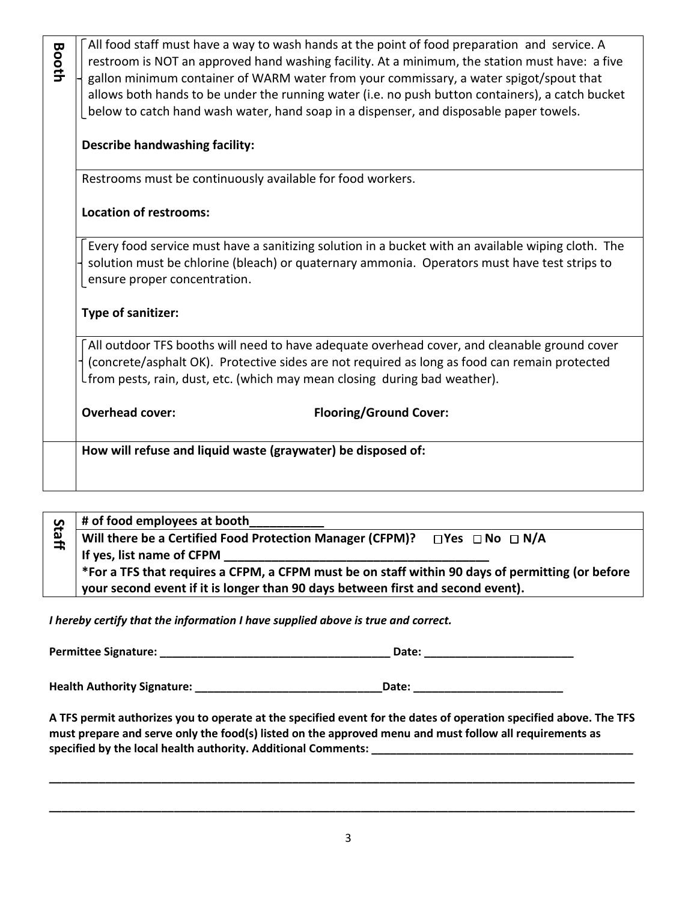| Booth | |
|---|---|
| Booth | All food staff must have a way to wash hands at the point of food preparation and service. A restroom is NOT an approved hand washing facility. At a minimum, the station must have: a five gallon minimum container of WARM water from your commissary, a water spigot/spout that allows both hands to be under the running water (i.e. no push button containers), a catch bucket below to catch hand wash water, hand soap in a dispenser, and disposable paper towels.<br><br>**Describe handwashing facility:** |
| | Restrooms must be continuously available for food workers.<br><br>**Location of restrooms:** |
| | Every food service must have a sanitizing solution in a bucket with an available wiping cloth. The solution must be chlorine (bleach) or quaternary ammonia. Operators must have test strips to ensure proper concentration.<br><br>**Type of sanitizer:** |
| | All outdoor TFS booths will need to have adequate overhead cover, and cleanable ground cover (concrete/asphalt OK). Protective sides are not required as long as food can remain protected from pests, rain, dust, etc. (which may mean closing during bad weather).<br><br>**Overhead cover:** **Flooring/Ground Cover:** |
| | **How will refuse and liquid waste (graywater) be disposed of:** |

| Staff | |
|---|---|
| Staff | **# of food employees at booth___________** |
| | **Will there be a Certified Food Protection Manager (CFPM)?** ☐ **Yes** ☐ **No** ☐ **N/A**<br>**If yes, list name of CFPM ________________________________________**<br>**\*For a TFS that requires a CFPM, a CFPM must be on staff within 90 days of permitting (or before your second event if it is longer than 90 days between first and second event).** |

***I hereby certify that the information I have supplied above is true and correct.***

**Permittee Signature: _____________________________________ Date: ________________________**

**Health Authority Signature: ______________________________Date: ________________________**

**A TFS permit authorizes you to operate at the specified event for the dates of operation specified above. The TFS must prepare and serve only the food(s) listed on the approved menu and must follow all requirements as specified by the local health authority. Additional Comments: ___________________________________________**

**_____________________________________________________________________________________________**

**_____________________________________________________________________________________________**